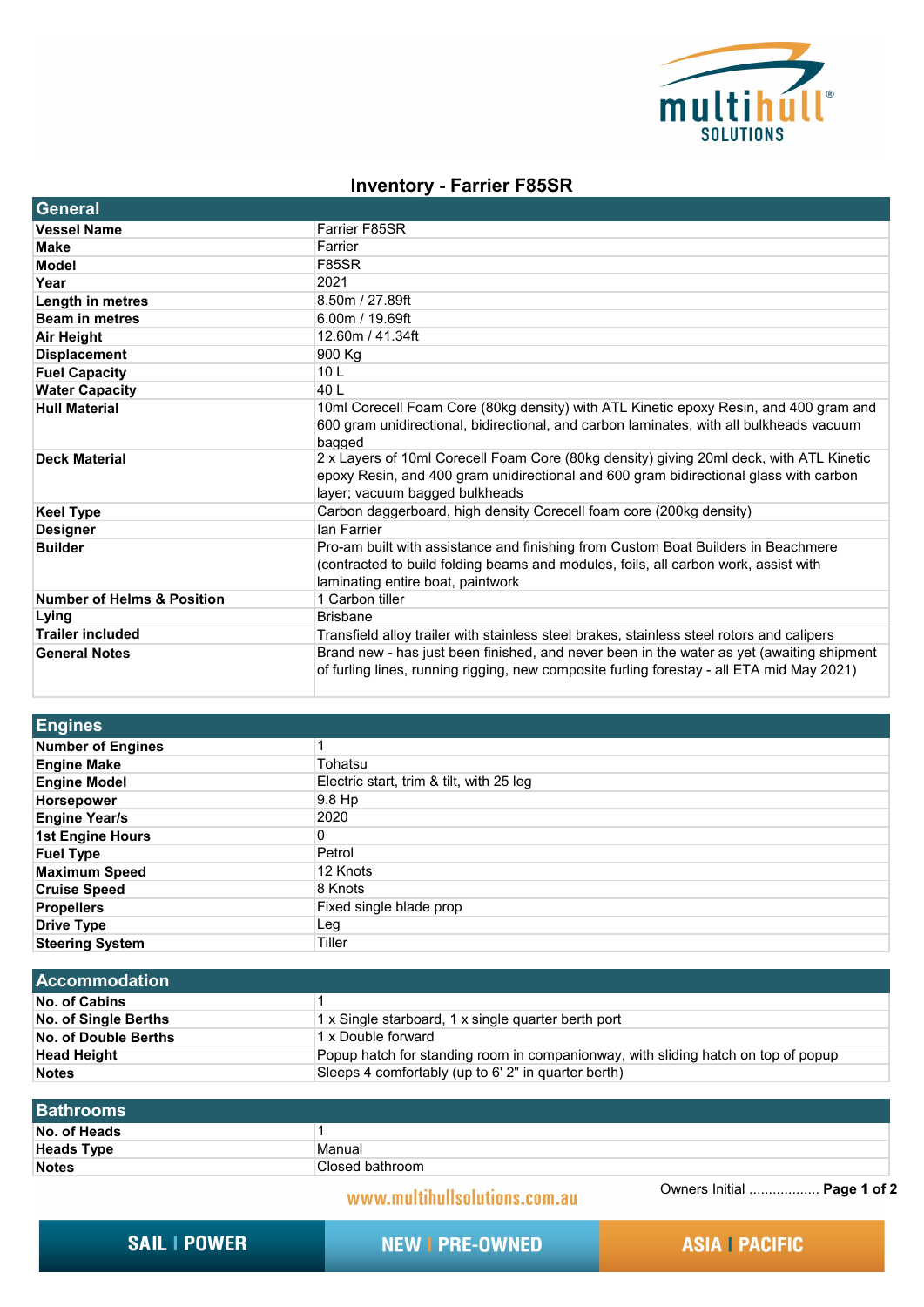# Inventory - Farrier F85SR

## General

| | |
|---|---|
| **Vessel Name** | Farrier F85SR |
| **Make** | Farrier |
| **Model** | F85SR |
| **Year** | 2021 |
| **Length in metres** | 8.50m / 27.89ft |
| **Beam in metres** | 6.00m / 19.69ft |
| **Air Height** | 12.60m / 41.34ft |
| **Displacement** | 900 Kg |
| **Fuel Capacity** | 10 L |
| **Water Capacity** | 40 L |
| **Hull Material** | 10ml Corecell Foam Core (80kg density) with ATL Kinetic epoxy Resin, and 400 gram and 600 gram unidirectional, bidirectional, and carbon laminates, with all bulkheads vacuum bagged |
| **Deck Material** | 2 x Layers of 10ml Corecell Foam Core (80kg density) giving 20ml deck, with ATL Kinetic epoxy Resin, and 400 gram unidirectional and 600 gram bidirectional glass with carbon layer; vacuum bagged bulkheads |
| **Keel Type** | Carbon daggerboard, high density Corecell foam core (200kg density) |
| **Designer** | Ian Farrier |
| **Builder** | Pro-am built with assistance and finishing from Custom Boat Builders in Beachmere (contracted to build folding beams and modules, foils, all carbon work, assist with laminating entire boat, paintwork |
| **Number of Helms & Position** | 1 Carbon tiller |
| **Lying** | Brisbane |
| **Trailer included** | Transfield alloy trailer with stainless steel brakes, stainless steel rotors and calipers |
| **General Notes** | Brand new - has just been finished, and never been in the water as yet (awaiting shipment of furling lines, running rigging, new composite furling forestay - all ETA mid May 2021) |

## Engines

| | |
|---|---|
| **Number of Engines** | 1 |
| **Engine Make** | Tohatsu |
| **Engine Model** | Electric start, trim & tilt, with 25 leg |
| **Horsepower** | 9.8 Hp |
| **Engine Year/s** | 2020 |
| **1st Engine Hours** | 0 |
| **Fuel Type** | Petrol |
| **Maximum Speed** | 12 Knots |
| **Cruise Speed** | 8 Knots |
| **Propellers** | Fixed single blade prop |
| **Drive Type** | Leg |
| **Steering System** | Tiller |

## Accommodation

| | |
|---|---|
| **No. of Cabins** | 1 |
| **No. of Single Berths** | 1 x Single starboard, 1 x single quarter berth port |
| **No. of Double Berths** | 1 x Double forward |
| **Head Height** | Popup hatch for standing room in companionway, with sliding hatch on top of popup |
| **Notes** | Sleeps 4 comfortably (up to 6' 2" in quarter berth) |

## Bathrooms

| | |
|---|---|
| **No. of Heads** | 1 |
| **Heads Type** | Manual |
| **Notes** | Closed bathroom |

Owners Initial ..................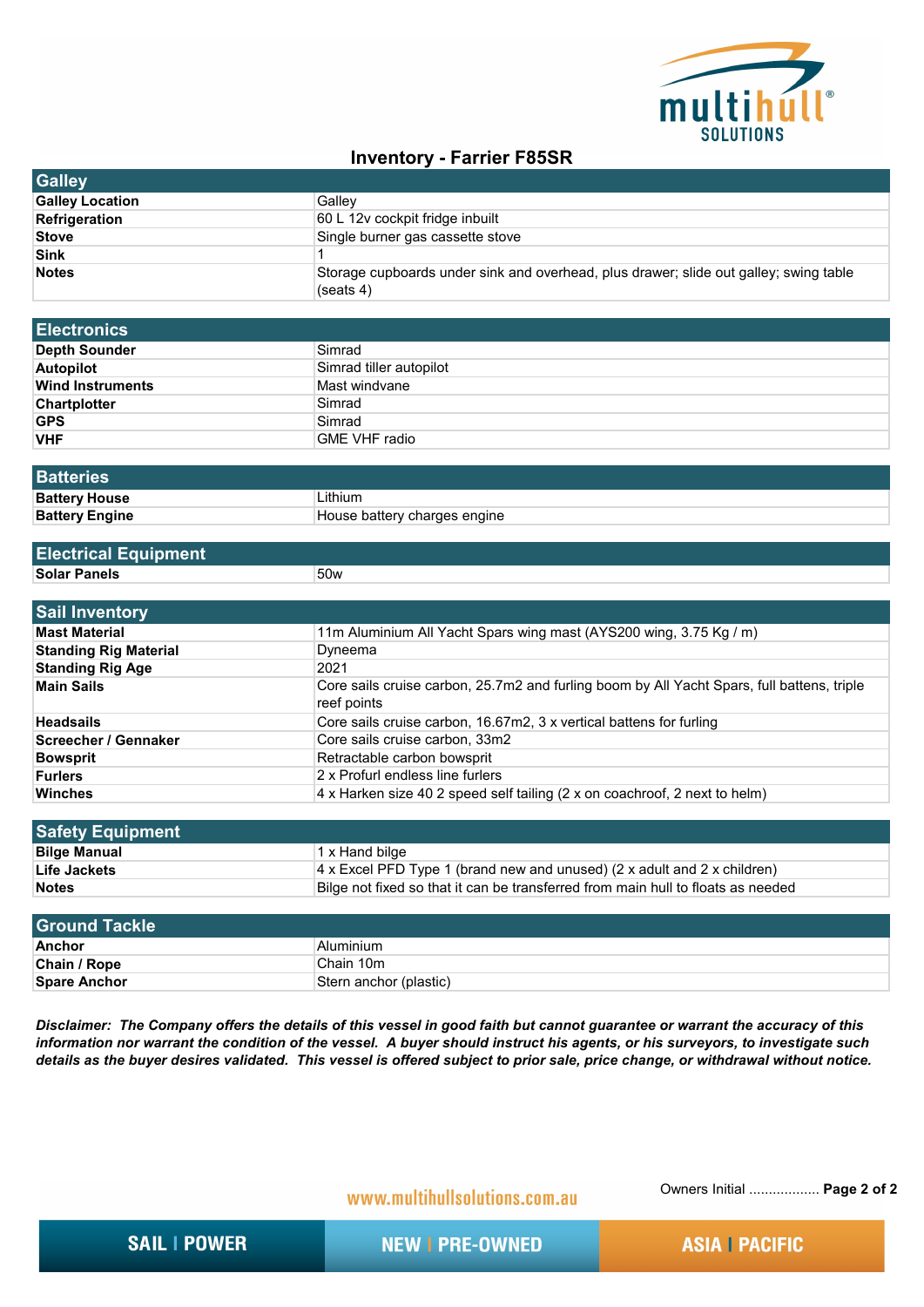# Inventory - Farrier F85SR

| Galley | |
|---|---|
| **Galley Location** | Galley |
| **Refrigeration** | 60 L 12v cockpit fridge inbuilt |
| **Stove** | Single burner gas cassette stove |
| **Sink** | 1 |
| **Notes** | Storage cupboards under sink and overhead, plus drawer; slide out galley; swing table (seats 4) |

| Electronics | |
|---|---|
| **Depth Sounder** | Simrad |
| **Autopilot** | Simrad tiller autopilot |
| **Wind Instruments** | Mast windvane |
| **Chartplotter** | Simrad |
| **GPS** | Simrad |
| **VHF** | GME VHF radio |

| Batteries | |
|---|---|
| **Battery House** | Lithium |
| **Battery Engine** | House battery charges engine |

| Electrical Equipment | |
|---|---|
| **Solar Panels** | 50w |

| Sail Inventory | |
|---|---|
| **Mast Material** | 11m Aluminium All Yacht Spars wing mast (AYS200 wing, 3.75 Kg / m) |
| **Standing Rig Material** | Dyneema |
| **Standing Rig Age** | 2021 |
| **Main Sails** | Core sails cruise carbon, 25.7m2 and furling boom by All Yacht Spars, full battens, triple reef points |
| **Headsails** | Core sails cruise carbon, 16.67m2, 3 x vertical battens for furling |
| **Screecher / Gennaker** | Core sails cruise carbon, 33m2 |
| **Bowsprit** | Retractable carbon bowsprit |
| **Furlers** | 2 x Profurl endless line furlers |
| **Winches** | 4 x Harken size 40 2 speed self tailing (2 x on coachroof, 2 next to helm) |

| Safety Equipment | |
|---|---|
| **Bilge Manual** | 1 x Hand bilge |
| **Life Jackets** | 4 x Excel PFD Type 1 (brand new and unused) (2 x adult and 2 x children) |
| **Notes** | Bilge not fixed so that it can be transferred from main hull to floats as needed |

| Ground Tackle | |
|---|---|
| **Anchor** | Aluminium |
| **Chain / Rope** | Chain 10m |
| **Spare Anchor** | Stern anchor (plastic) |

***Disclaimer: The Company offers the details of this vessel in good faith but cannot guarantee or warrant the accuracy of this information nor warrant the condition of the vessel. A buyer should instruct his agents, or his surveyors, to investigate such details as the buyer desires validated. This vessel is offered subject to prior sale, price change, or withdrawal without notice.***

Owners Initial ..................